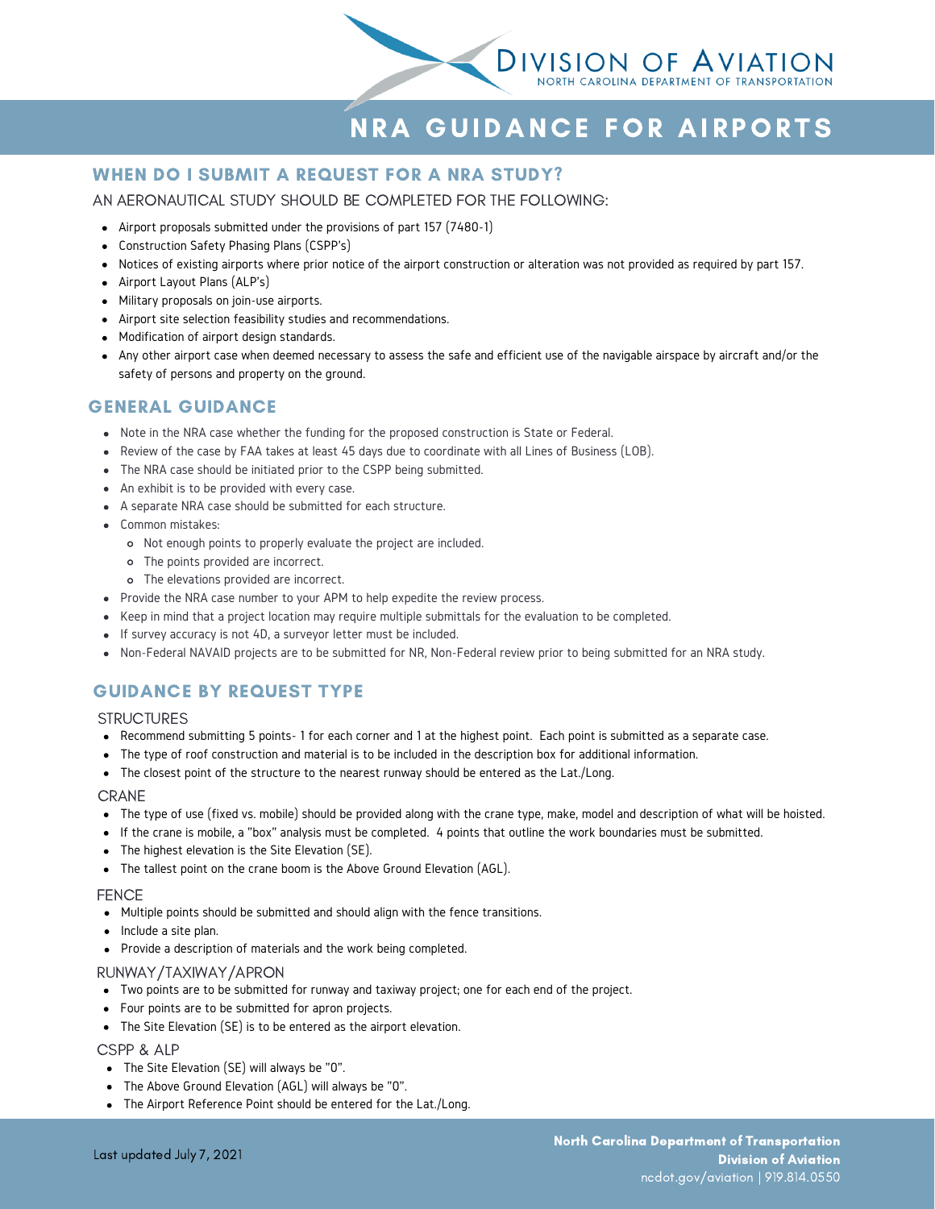# DIVISION OF AVIATION

NORTH CAROLINA DEPARTMENT OF TRANSPORTATION

# NRA GUIDANCE FOR AIRPORTS

## WHEN DO I SUBMIT A REQUEST FOR A NRA STUDY?

AN AERONAUTICAL STUDY SHOULD BE COMPLETED FOR THE FOLLOWING:

- Airport proposals submitted under the provisions of part 157 (7480-1)
- Construction Safety Phasing Plans (CSPP's)
- Notices of existing airports where prior notice of the airport construction or alteration was not provided as required by part 157.
- Airport Layout Plans (ALP's)
- Military proposals on join-use airports.
- Airport site selection feasibility studies and recommendations.
- Modification of airport design standards.
- Any other airport case when deemed necessary to assess the safe and efficient use of the navigable airspace by aircraft and/or the safety of persons and property on the ground.

## GENERAL GUIDANCE

- Note in the NRA case whether the funding for the proposed construction is State or Federal.
- Review of the case by FAA takes at least 45 days due to coordinate with all Lines of Business (LOB).
- The NRA case should be initiated prior to the CSPP being submitted.
- An exhibit is to be provided with every case.
- A separate NRA case should be submitted for each structure.
- Common mistakes:
  - Not enough points to properly evaluate the project are included.
  - The points provided are incorrect.
  - The elevations provided are incorrect.
- Provide the NRA case number to your APM to help expedite the review process.
- Keep in mind that a project location may require multiple submittals for the evaluation to be completed.
- If survey accuracy is not 4D, a surveyor letter must be included.
- Non-Federal NAVAID projects are to be submitted for NR, Non-Federal review prior to being submitted for an NRA study.

## GUIDANCE BY REQUEST TYPE

### STRUCTURES

- Recommend submitting 5 points- 1 for each corner and 1 at the highest point. Each point is submitted as a separate case.
- The type of roof construction and material is to be included in the description box for additional information.
- The closest point of the structure to the nearest runway should be entered as the Lat./Long.

### CRANE

- The type of use (fixed vs. mobile) should be provided along with the crane type, make, model and description of what will be hoisted.
- If the crane is mobile, a "box" analysis must be completed. 4 points that outline the work boundaries must be submitted.
- The highest elevation is the Site Elevation (SE).
- The tallest point on the crane boom is the Above Ground Elevation (AGL).

### FENCE

- Multiple points should be submitted and should align with the fence transitions.
- Include a site plan.
- Provide a description of materials and the work being completed.

### RUNWAY/TAXIWAY/APRON

- Two points are to be submitted for runway and taxiway project; one for each end of the project.
- Four points are to be submitted for apron projects.
- The Site Elevation (SE) is to be entered as the airport elevation.

### CSPP & ALP

- The Site Elevation (SE) will always be "0".
- The Above Ground Elevation (AGL) will always be "0".
- The Airport Reference Point should be entered for the Lat./Long.

Last updated July 7, 2021

**North Carolina Department of Transportation**
**Division of Aviation**
ncdot.gov/aviation | 919.814.0550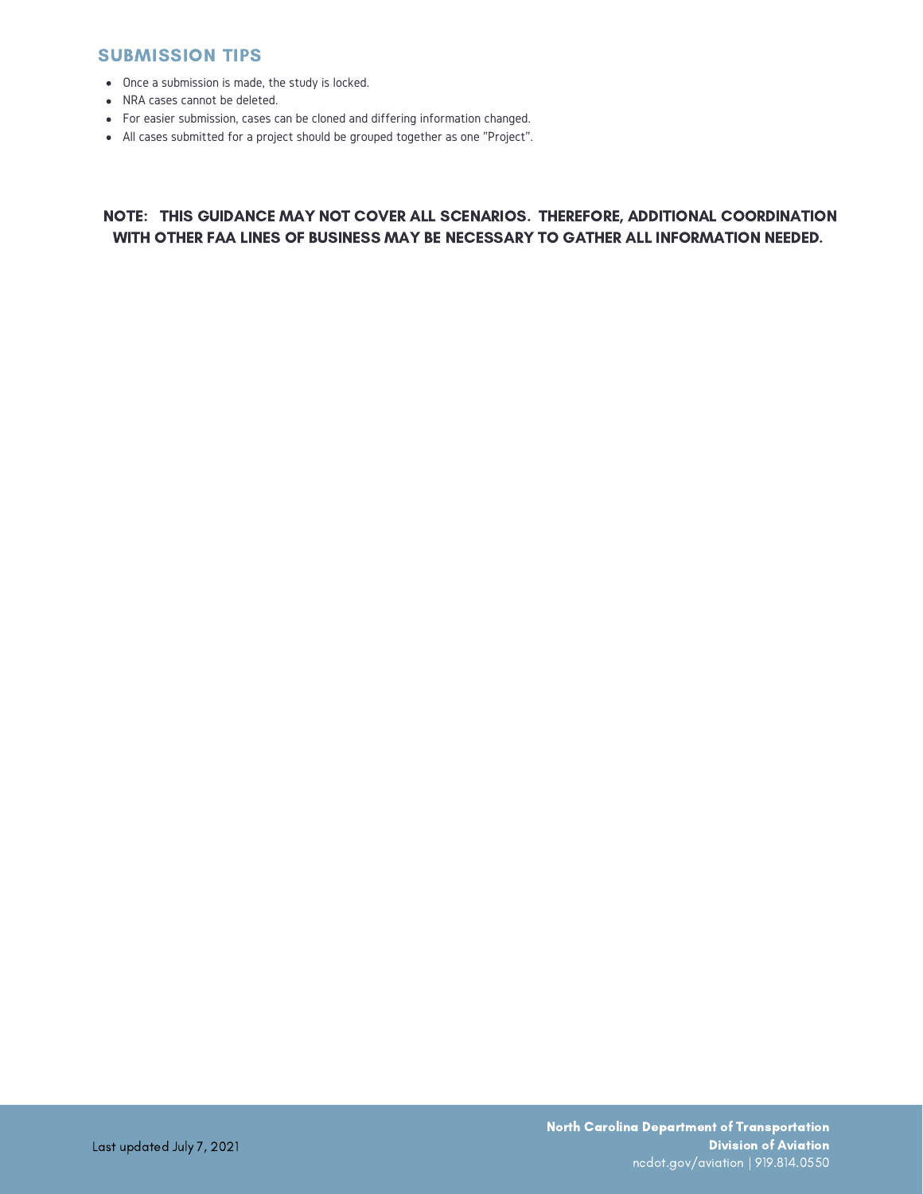## SUBMISSION TIPS

- Once a submission is made, the study is locked.
- NRA cases cannot be deleted.
- For easier submission, cases can be cloned and differing information changed.
- All cases submitted for a project should be grouped together as one "Project".

**NOTE: THIS GUIDANCE MAY NOT COVER ALL SCENARIOS. THEREFORE, ADDITIONAL COORDINATION WITH OTHER FAA LINES OF BUSINESS MAY BE NECESSARY TO GATHER ALL INFORMATION NEEDED.**

Last updated July 7, 2021

**North Carolina Department of Transportation**
**Division of Aviation**
ncdot.gov/aviation | 919.814.0550